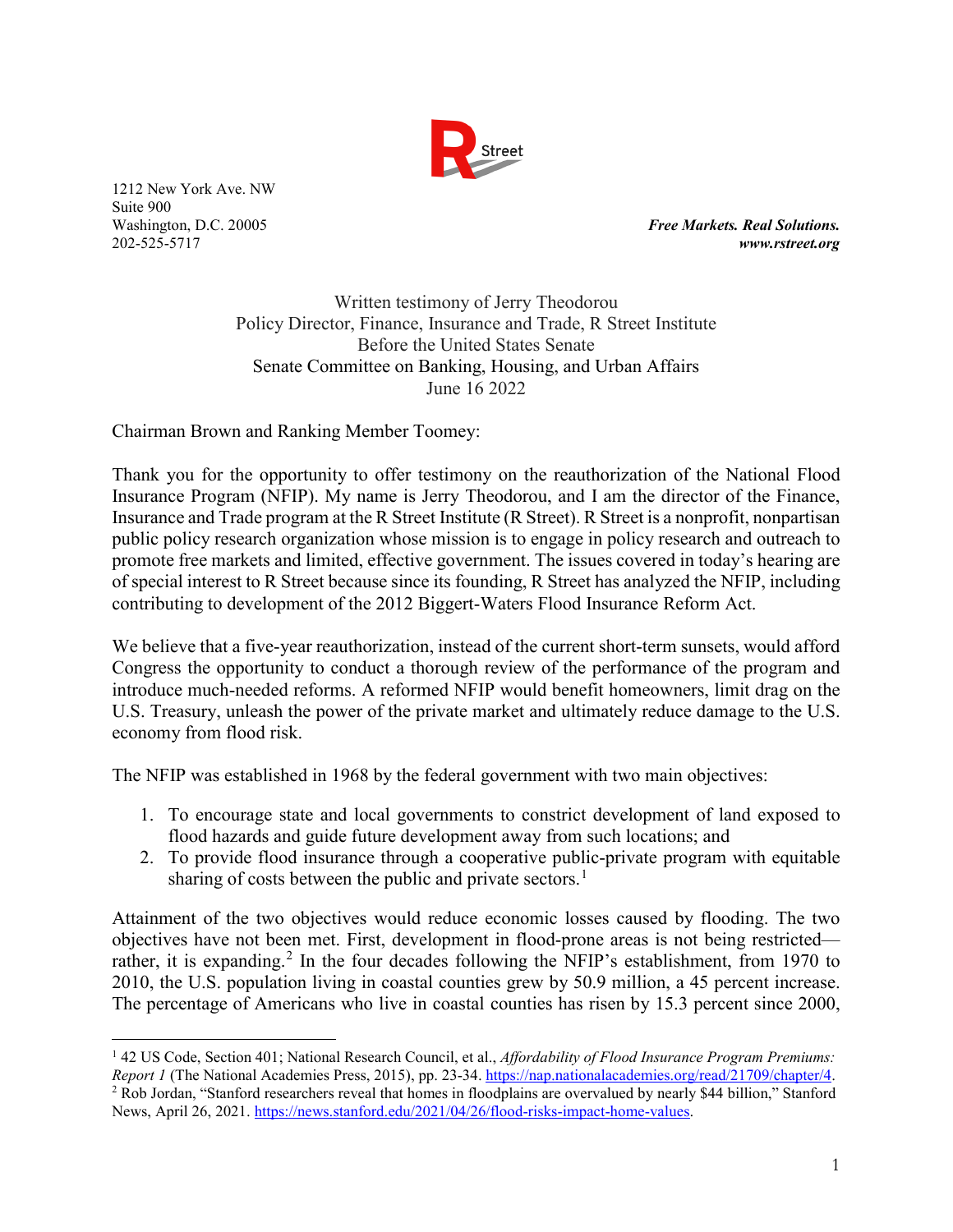R Street

1212 New York Ave. NW
Suite 900
Washington, D.C. 20005
202-525-5717

***Free Markets. Real Solutions.***
***www.rstreet.org***

Written testimony of Jerry Theodorou
Policy Director, Finance, Insurance and Trade, R Street Institute
Before the United States Senate
Senate Committee on Banking, Housing, and Urban Affairs
June 16 2022

Chairman Brown and Ranking Member Toomey:

Thank you for the opportunity to offer testimony on the reauthorization of the National Flood Insurance Program (NFIP). My name is Jerry Theodorou, and I am the director of the Finance, Insurance and Trade program at the R Street Institute (R Street). R Street is a nonprofit, nonpartisan public policy research organization whose mission is to engage in policy research and outreach to promote free markets and limited, effective government. The issues covered in today's hearing are of special interest to R Street because since its founding, R Street has analyzed the NFIP, including contributing to development of the 2012 Biggert-Waters Flood Insurance Reform Act.

We believe that a five-year reauthorization, instead of the current short-term sunsets, would afford Congress the opportunity to conduct a thorough review of the performance of the program and introduce much-needed reforms. A reformed NFIP would benefit homeowners, limit drag on the U.S. Treasury, unleash the power of the private market and ultimately reduce damage to the U.S. economy from flood risk.

The NFIP was established in 1968 by the federal government with two main objectives:

1. To encourage state and local governments to constrict development of land exposed to flood hazards and guide future development away from such locations; and
2. To provide flood insurance through a cooperative public-private program with equitable sharing of costs between the public and private sectors.[1]

Attainment of the two objectives would reduce economic losses caused by flooding. The two objectives have not been met. First, development in flood-prone areas is not being restricted—rather, it is expanding.[2] In the four decades following the NFIP's establishment, from 1970 to 2010, the U.S. population living in coastal counties grew by 50.9 million, a 45 percent increase. The percentage of Americans who live in coastal counties has risen by 15.3 percent since 2000,

---

[1] 42 US Code, Section 401; National Research Council, et al., *Affordability of Flood Insurance Program Premiums: Report 1* (The National Academies Press, 2015), pp. 23-34. https://nap.nationalacademies.org/read/21709/chapter/4.

[2] Rob Jordan, "Stanford researchers reveal that homes in floodplains are overvalued by nearly $44 billion," Stanford News, April 26, 2021. https://news.stanford.edu/2021/04/26/flood-risks-impact-home-values.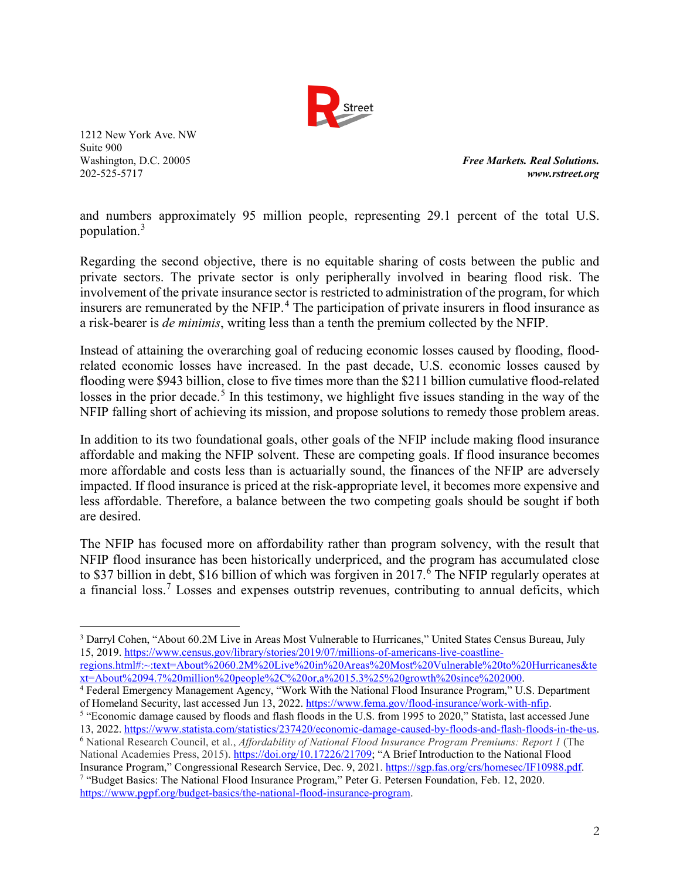and numbers approximately 95 million people, representing 29.1 percent of the total U.S. population.[3]

Regarding the second objective, there is no equitable sharing of costs between the public and private sectors. The private sector is only peripherally involved in bearing flood risk. The involvement of the private insurance sector is restricted to administration of the program, for which insurers are remunerated by the NFIP.[4] The participation of private insurers in flood insurance as a risk-bearer is *de minimis*, writing less than a tenth the premium collected by the NFIP.

Instead of attaining the overarching goal of reducing economic losses caused by flooding, flood-related economic losses have increased. In the past decade, U.S. economic losses caused by flooding were $943 billion, close to five times more than the $211 billion cumulative flood-related losses in the prior decade.[5] In this testimony, we highlight five issues standing in the way of the NFIP falling short of achieving its mission, and propose solutions to remedy those problem areas.

In addition to its two foundational goals, other goals of the NFIP include making flood insurance affordable and making the NFIP solvent. These are competing goals. If flood insurance becomes more affordable and costs less than is actuarially sound, the finances of the NFIP are adversely impacted. If flood insurance is priced at the risk-appropriate level, it becomes more expensive and less affordable. Therefore, a balance between the two competing goals should be sought if both are desired.

The NFIP has focused more on affordability rather than program solvency, with the result that NFIP flood insurance has been historically underpriced, and the program has accumulated close to $37 billion in debt, $16 billion of which was forgiven in 2017.[6] The NFIP regularly operates at a financial loss.[7] Losses and expenses outstrip revenues, contributing to annual deficits, which

---

[3] Darryl Cohen, "About 60.2M Live in Areas Most Vulnerable to Hurricanes," United States Census Bureau, July 15, 2019. https://www.census.gov/library/stories/2019/07/millions-of-americans-live-coastline-regions.html#:~:text=About%2060.2M%20Live%20in%20Areas%20Most%20Vulnerable%20to%20Hurricanes&text=About%2094.7%20million%20people%2C%20or,a%2015.3%25%20growth%20since%202000.

[4] Federal Emergency Management Agency, "Work With the National Flood Insurance Program," U.S. Department of Homeland Security, last accessed Jun 13, 2022. https://www.fema.gov/flood-insurance/work-with-nfip.

[5] "Economic damage caused by floods and flash floods in the U.S. from 1995 to 2020," Statista, last accessed June 13, 2022. https://www.statista.com/statistics/237420/economic-damage-caused-by-floods-and-flash-floods-in-the-us.

[6] National Research Council, et al., *Affordability of National Flood Insurance Program Premiums: Report 1* (The National Academies Press, 2015). https://doi.org/10.17226/21709; "A Brief Introduction to the National Flood Insurance Program," Congressional Research Service, Dec. 9, 2021. https://sgp.fas.org/crs/homesec/IF10988.pdf.

[7] "Budget Basics: The National Flood Insurance Program," Peter G. Petersen Foundation, Feb. 12, 2020. https://www.pgpf.org/budget-basics/the-national-flood-insurance-program.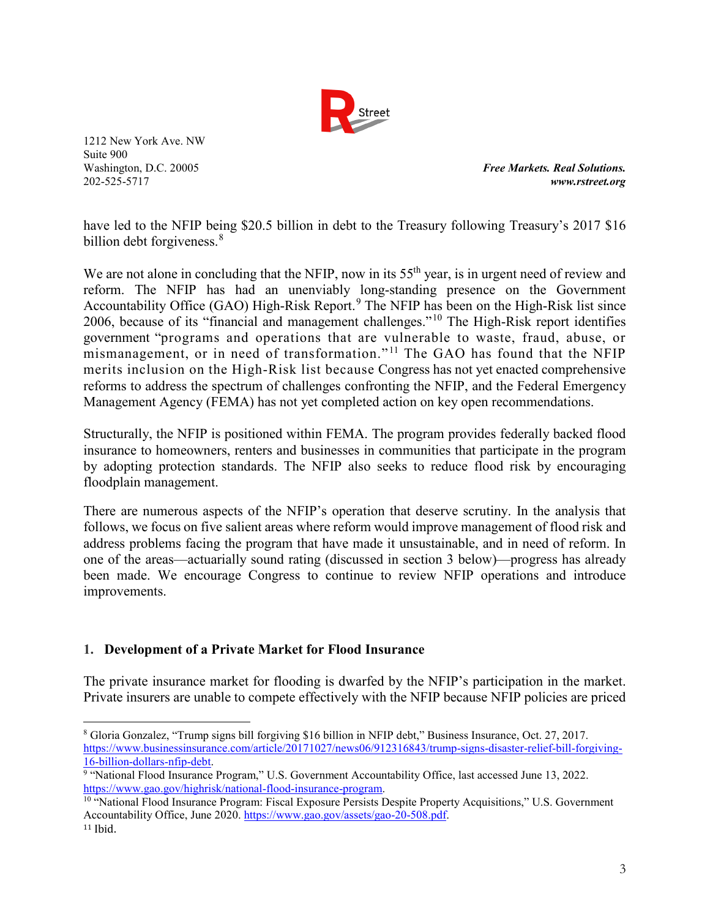have led to the NFIP being $20.5 billion in debt to the Treasury following Treasury's 2017 $16 billion debt forgiveness.[8]

We are not alone in concluding that the NFIP, now in its 55th year, is in urgent need of review and reform. The NFIP has had an unenviably long-standing presence on the Government Accountability Office (GAO) High-Risk Report.[9] The NFIP has been on the High-Risk list since 2006, because of its "financial and management challenges."[10] The High-Risk report identifies government "programs and operations that are vulnerable to waste, fraud, abuse, or mismanagement, or in need of transformation."[11] The GAO has found that the NFIP merits inclusion on the High-Risk list because Congress has not yet enacted comprehensive reforms to address the spectrum of challenges confronting the NFIP, and the Federal Emergency Management Agency (FEMA) has not yet completed action on key open recommendations.

Structurally, the NFIP is positioned within FEMA. The program provides federally backed flood insurance to homeowners, renters and businesses in communities that participate in the program by adopting protection standards. The NFIP also seeks to reduce flood risk by encouraging floodplain management.

There are numerous aspects of the NFIP's operation that deserve scrutiny. In the analysis that follows, we focus on five salient areas where reform would improve management of flood risk and address problems facing the program that have made it unsustainable, and in need of reform. In one of the areas—actuarially sound rating (discussed in section 3 below)—progress has already been made. We encourage Congress to continue to review NFIP operations and introduce improvements.

## 1. Development of a Private Market for Flood Insurance

The private insurance market for flooding is dwarfed by the NFIP's participation in the market. Private insurers are unable to compete effectively with the NFIP because NFIP policies are priced

---

[8] Gloria Gonzalez, "Trump signs bill forgiving $16 billion in NFIP debt," Business Insurance, Oct. 27, 2017. https://www.businessinsurance.com/article/20171027/news06/912316843/trump-signs-disaster-relief-bill-forgiving-16-billion-dollars-nfip-debt.

[9] "National Flood Insurance Program," U.S. Government Accountability Office, last accessed June 13, 2022. https://www.gao.gov/highrisk/national-flood-insurance-program.

[10] "National Flood Insurance Program: Fiscal Exposure Persists Despite Property Acquisitions," U.S. Government Accountability Office, June 2020. https://www.gao.gov/assets/gao-20-508.pdf.

[11] Ibid.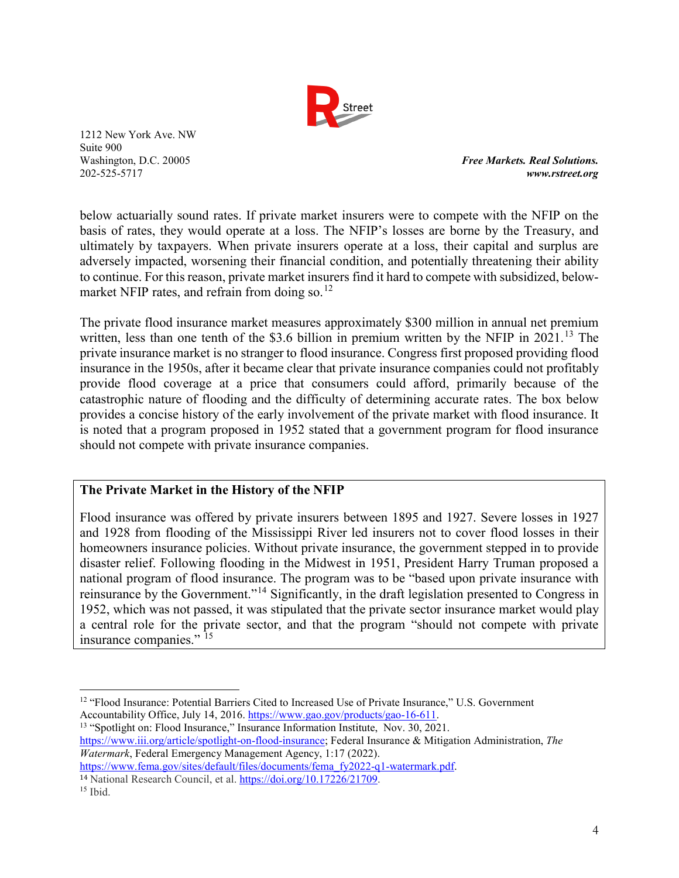below actuarially sound rates. If private market insurers were to compete with the NFIP on the basis of rates, they would operate at a loss. The NFIP's losses are borne by the Treasury, and ultimately by taxpayers. When private insurers operate at a loss, their capital and surplus are adversely impacted, worsening their financial condition, and potentially threatening their ability to continue. For this reason, private market insurers find it hard to compete with subsidized, below-market NFIP rates, and refrain from doing so.[12]

The private flood insurance market measures approximately $300 million in annual net premium written, less than one tenth of the $3.6 billion in premium written by the NFIP in 2021.[13] The private insurance market is no stranger to flood insurance. Congress first proposed providing flood insurance in the 1950s, after it became clear that private insurance companies could not profitably provide flood coverage at a price that consumers could afford, primarily because of the catastrophic nature of flooding and the difficulty of determining accurate rates. The box below provides a concise history of the early involvement of the private market with flood insurance. It is noted that a program proposed in 1952 stated that a government program for flood insurance should not compete with private insurance companies.

> **The Private Market in the History of the NFIP**
>
> Flood insurance was offered by private insurers between 1895 and 1927. Severe losses in 1927 and 1928 from flooding of the Mississippi River led insurers not to cover flood losses in their homeowners insurance policies. Without private insurance, the government stepped in to provide disaster relief. Following flooding in the Midwest in 1951, President Harry Truman proposed a national program of flood insurance. The program was to be "based upon private insurance with reinsurance by the Government."[14] Significantly, in the draft legislation presented to Congress in 1952, which was not passed, it was stipulated that the private sector insurance market would play a central role for the private sector, and that the program "should not compete with private insurance companies." [15]

---

[12] "Flood Insurance: Potential Barriers Cited to Increased Use of Private Insurance," U.S. Government Accountability Office, July 14, 2016. https://www.gao.gov/products/gao-16-611.

[13] "Spotlight on: Flood Insurance," Insurance Information Institute, Nov. 30, 2021. https://www.iii.org/article/spotlight-on-flood-insurance; Federal Insurance & Mitigation Administration, *The Watermark*, Federal Emergency Management Agency, 1:17 (2022). https://www.fema.gov/sites/default/files/documents/fema_fy2022-q1-watermark.pdf.

[14] National Research Council, et al. https://doi.org/10.17226/21709.

[15] Ibid.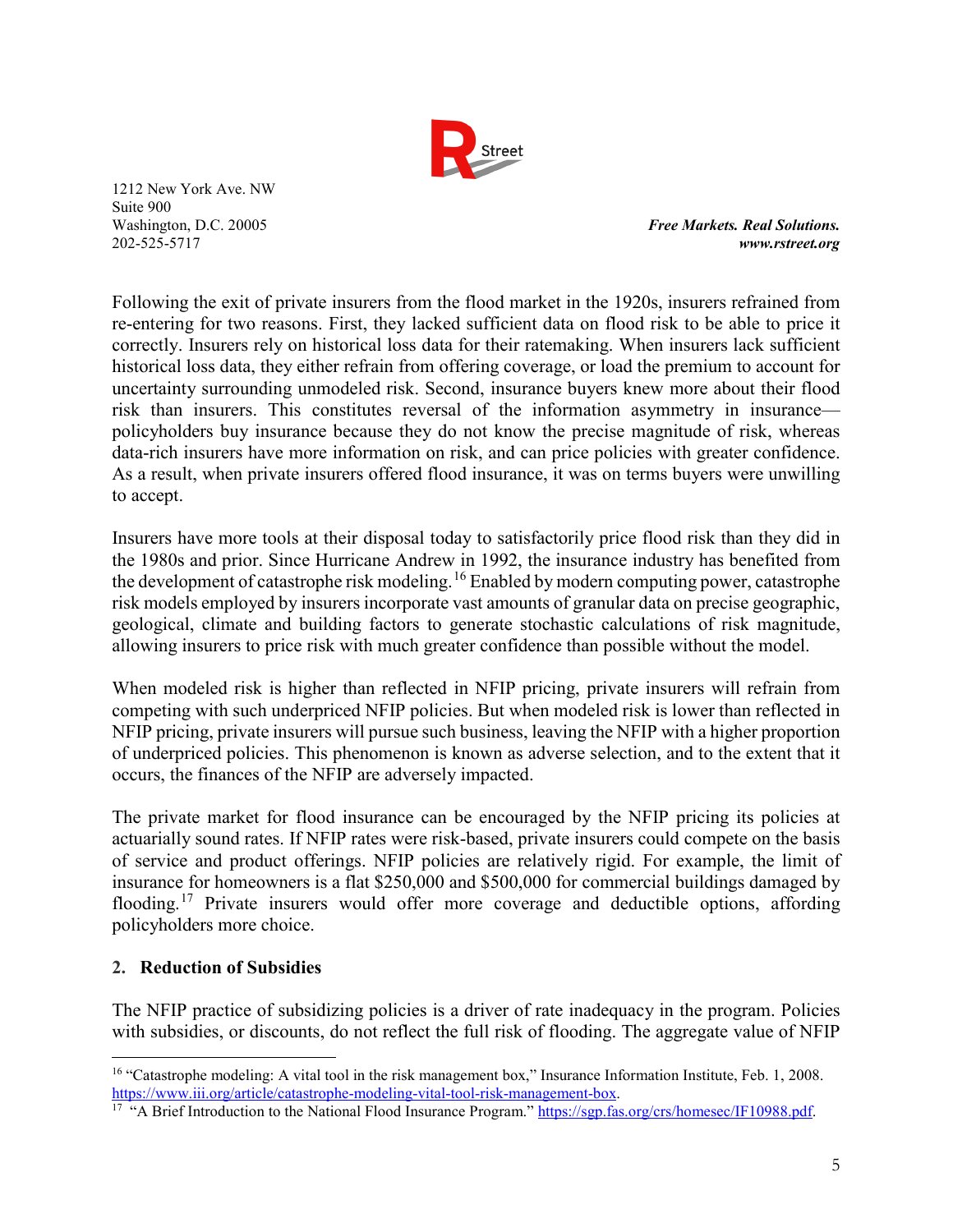Following the exit of private insurers from the flood market in the 1920s, insurers refrained from re-entering for two reasons. First, they lacked sufficient data on flood risk to be able to price it correctly. Insurers rely on historical loss data for their ratemaking. When insurers lack sufficient historical loss data, they either refrain from offering coverage, or load the premium to account for uncertainty surrounding unmodeled risk. Second, insurance buyers knew more about their flood risk than insurers. This constitutes reversal of the information asymmetry in insurance—policyholders buy insurance because they do not know the precise magnitude of risk, whereas data-rich insurers have more information on risk, and can price policies with greater confidence. As a result, when private insurers offered flood insurance, it was on terms buyers were unwilling to accept.

Insurers have more tools at their disposal today to satisfactorily price flood risk than they did in the 1980s and prior. Since Hurricane Andrew in 1992, the insurance industry has benefited from the development of catastrophe risk modeling.[16] Enabled by modern computing power, catastrophe risk models employed by insurers incorporate vast amounts of granular data on precise geographic, geological, climate and building factors to generate stochastic calculations of risk magnitude, allowing insurers to price risk with much greater confidence than possible without the model.

When modeled risk is higher than reflected in NFIP pricing, private insurers will refrain from competing with such underpriced NFIP policies. But when modeled risk is lower than reflected in NFIP pricing, private insurers will pursue such business, leaving the NFIP with a higher proportion of underpriced policies. This phenomenon is known as adverse selection, and to the extent that it occurs, the finances of the NFIP are adversely impacted.

The private market for flood insurance can be encouraged by the NFIP pricing its policies at actuarially sound rates. If NFIP rates were risk-based, private insurers could compete on the basis of service and product offerings. NFIP policies are relatively rigid. For example, the limit of insurance for homeowners is a flat $250,000 and $500,000 for commercial buildings damaged by flooding.[17] Private insurers would offer more coverage and deductible options, affording policyholders more choice.

## 2. Reduction of Subsidies

The NFIP practice of subsidizing policies is a driver of rate inadequacy in the program. Policies with subsidies, or discounts, do not reflect the full risk of flooding. The aggregate value of NFIP

---

[16] "Catastrophe modeling: A vital tool in the risk management box," Insurance Information Institute, Feb. 1, 2008. https://www.iii.org/article/catastrophe-modeling-vital-tool-risk-management-box.

[17] "A Brief Introduction to the National Flood Insurance Program." https://sgp.fas.org/crs/homesec/IF10988.pdf.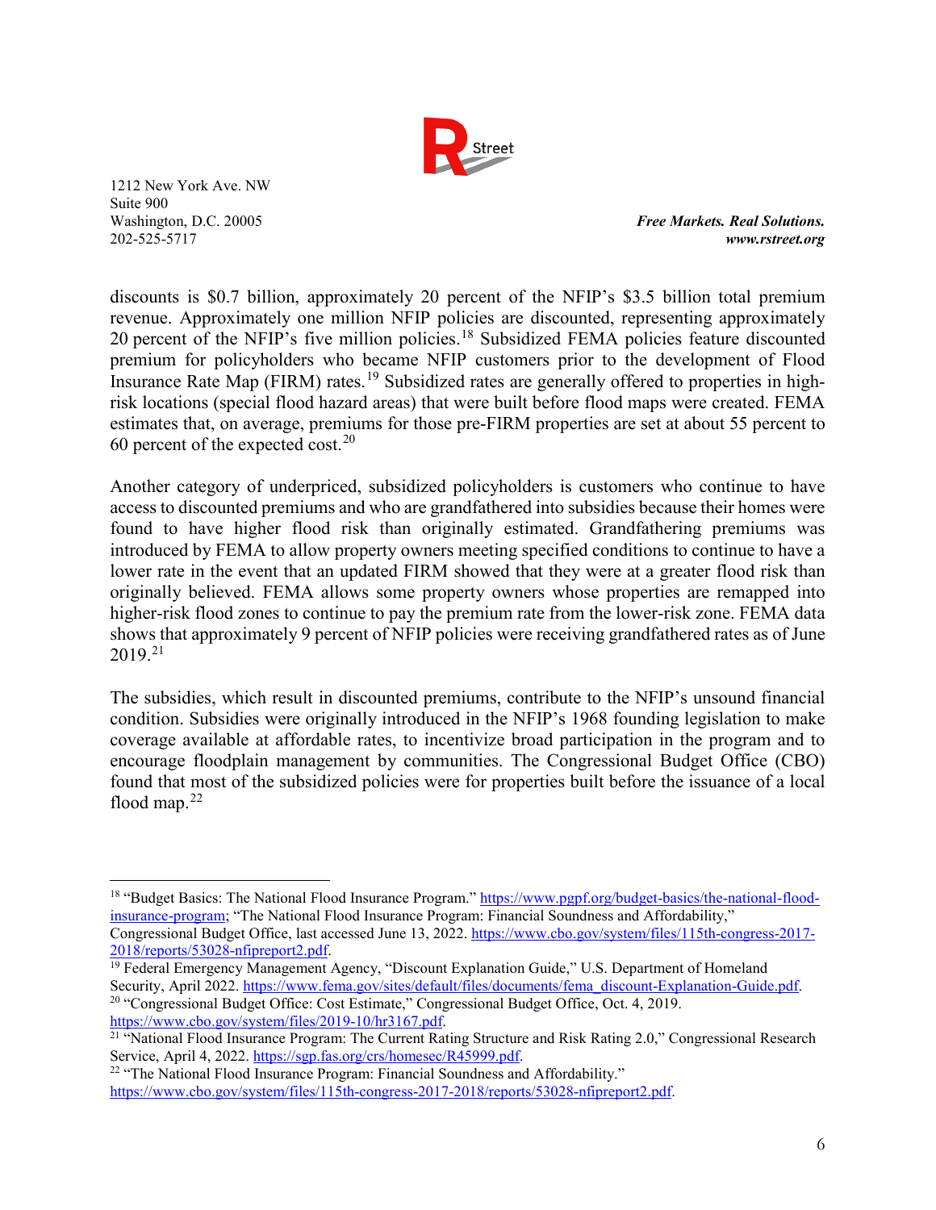discounts is $0.7 billion, approximately 20 percent of the NFIP's $3.5 billion total premium revenue. Approximately one million NFIP policies are discounted, representing approximately 20 percent of the NFIP's five million policies.[18] Subsidized FEMA policies feature discounted premium for policyholders who became NFIP customers prior to the development of Flood Insurance Rate Map (FIRM) rates.[19] Subsidized rates are generally offered to properties in high-risk locations (special flood hazard areas) that were built before flood maps were created. FEMA estimates that, on average, premiums for those pre-FIRM properties are set at about 55 percent to 60 percent of the expected cost.[20]

Another category of underpriced, subsidized policyholders is customers who continue to have access to discounted premiums and who are grandfathered into subsidies because their homes were found to have higher flood risk than originally estimated. Grandfathering premiums was introduced by FEMA to allow property owners meeting specified conditions to continue to have a lower rate in the event that an updated FIRM showed that they were at a greater flood risk than originally believed. FEMA allows some property owners whose properties are remapped into higher-risk flood zones to continue to pay the premium rate from the lower-risk zone. FEMA data shows that approximately 9 percent of NFIP policies were receiving grandfathered rates as of June 2019.[21]

The subsidies, which result in discounted premiums, contribute to the NFIP's unsound financial condition. Subsidies were originally introduced in the NFIP's 1968 founding legislation to make coverage available at affordable rates, to incentivize broad participation in the program and to encourage floodplain management by communities. The Congressional Budget Office (CBO) found that most of the subsidized policies were for properties built before the issuance of a local flood map.[22]

---

[18] "Budget Basics: The National Flood Insurance Program." https://www.pgpf.org/budget-basics/the-national-flood-insurance-program; "The National Flood Insurance Program: Financial Soundness and Affordability," Congressional Budget Office, last accessed June 13, 2022. https://www.cbo.gov/system/files/115th-congress-2017-2018/reports/53028-nfipreport2.pdf.

[19] Federal Emergency Management Agency, "Discount Explanation Guide," U.S. Department of Homeland Security, April 2022. https://www.fema.gov/sites/default/files/documents/fema_discount-Explanation-Guide.pdf.

[20] "Congressional Budget Office: Cost Estimate," Congressional Budget Office, Oct. 4, 2019. https://www.cbo.gov/system/files/2019-10/hr3167.pdf.

[21] "National Flood Insurance Program: The Current Rating Structure and Risk Rating 2.0," Congressional Research Service, April 4, 2022. https://sgp.fas.org/crs/homesec/R45999.pdf.

[22] "The National Flood Insurance Program: Financial Soundness and Affordability." https://www.cbo.gov/system/files/115th-congress-2017-2018/reports/53028-nfipreport2.pdf.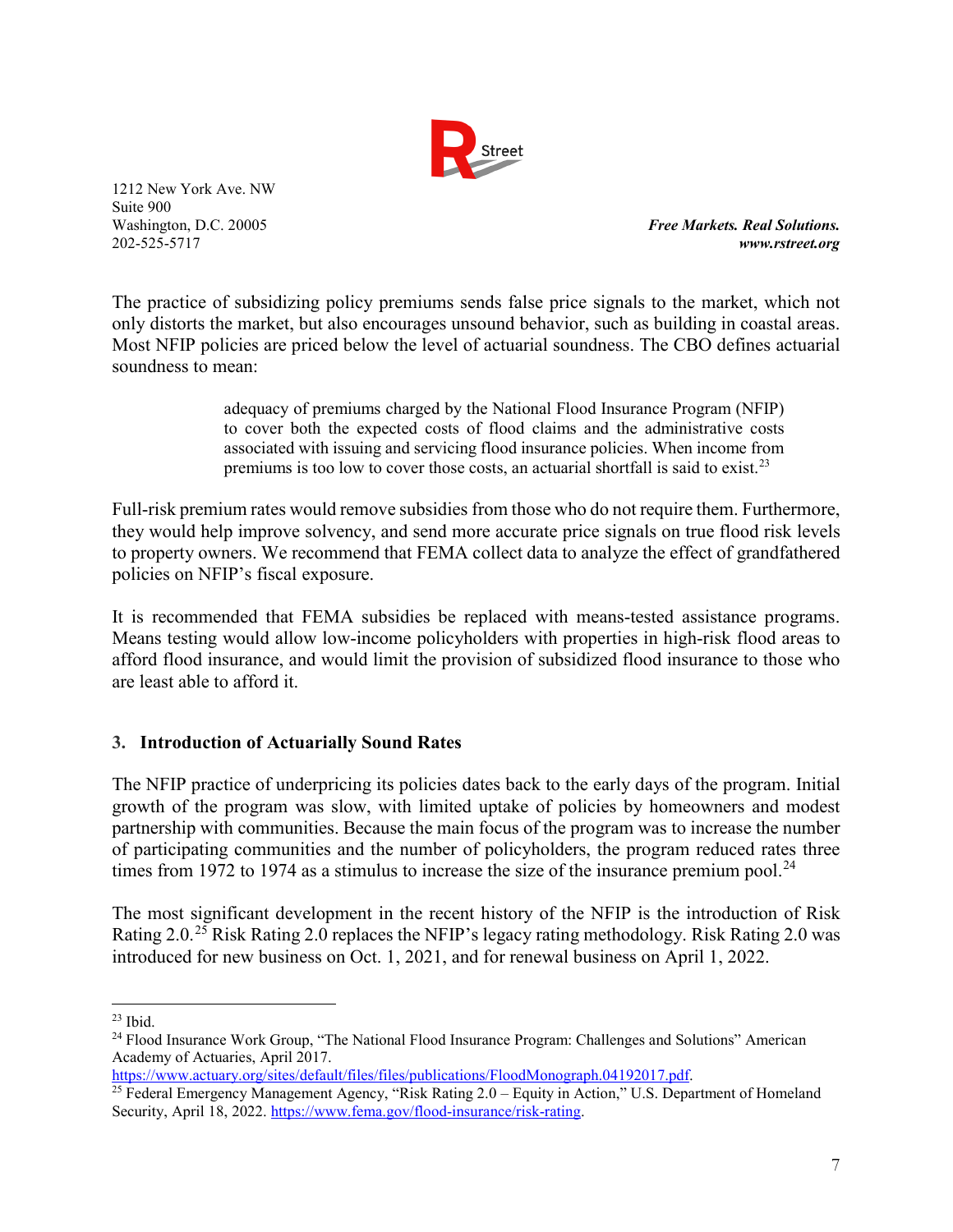The practice of subsidizing policy premiums sends false price signals to the market, which not only distorts the market, but also encourages unsound behavior, such as building in coastal areas. Most NFIP policies are priced below the level of actuarial soundness. The CBO defines actuarial soundness to mean:

> adequacy of premiums charged by the National Flood Insurance Program (NFIP) to cover both the expected costs of flood claims and the administrative costs associated with issuing and servicing flood insurance policies. When income from premiums is too low to cover those costs, an actuarial shortfall is said to exist.[23]

Full-risk premium rates would remove subsidies from those who do not require them. Furthermore, they would help improve solvency, and send more accurate price signals on true flood risk levels to property owners. We recommend that FEMA collect data to analyze the effect of grandfathered policies on NFIP's fiscal exposure.

It is recommended that FEMA subsidies be replaced with means-tested assistance programs. Means testing would allow low-income policyholders with properties in high-risk flood areas to afford flood insurance, and would limit the provision of subsidized flood insurance to those who are least able to afford it.

### 3. Introduction of Actuarially Sound Rates

The NFIP practice of underpricing its policies dates back to the early days of the program. Initial growth of the program was slow, with limited uptake of policies by homeowners and modest partnership with communities. Because the main focus of the program was to increase the number of participating communities and the number of policyholders, the program reduced rates three times from 1972 to 1974 as a stimulus to increase the size of the insurance premium pool.[24]

The most significant development in the recent history of the NFIP is the introduction of Risk Rating 2.0.[25] Risk Rating 2.0 replaces the NFIP's legacy rating methodology. Risk Rating 2.0 was introduced for new business on Oct. 1, 2021, and for renewal business on April 1, 2022.

---

[23] Ibid.

[24] Flood Insurance Work Group, "The National Flood Insurance Program: Challenges and Solutions" American Academy of Actuaries, April 2017. https://www.actuary.org/sites/default/files/files/publications/FloodMonograph.04192017.pdf.

[25] Federal Emergency Management Agency, "Risk Rating 2.0 – Equity in Action," U.S. Department of Homeland Security, April 18, 2022. https://www.fema.gov/flood-insurance/risk-rating.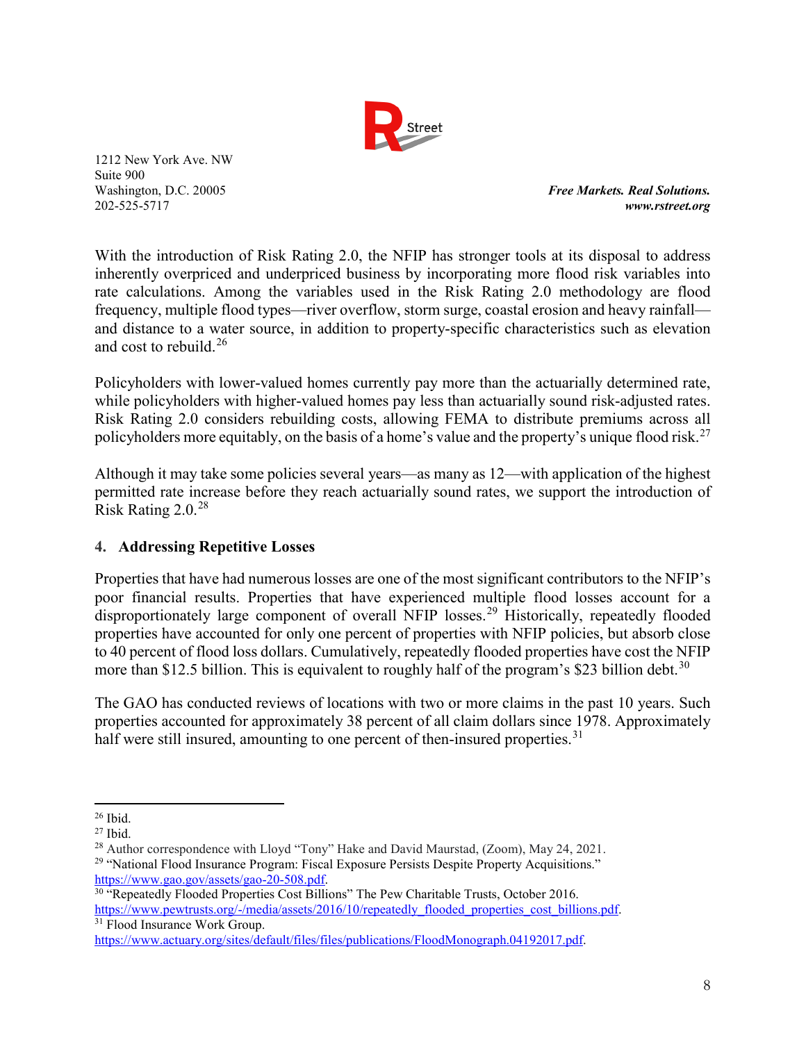With the introduction of Risk Rating 2.0, the NFIP has stronger tools at its disposal to address inherently overpriced and underpriced business by incorporating more flood risk variables into rate calculations. Among the variables used in the Risk Rating 2.0 methodology are flood frequency, multiple flood types—river overflow, storm surge, coastal erosion and heavy rainfall—and distance to a water source, in addition to property-specific characteristics such as elevation and cost to rebuild.[26]

Policyholders with lower-valued homes currently pay more than the actuarially determined rate, while policyholders with higher-valued homes pay less than actuarially sound risk-adjusted rates. Risk Rating 2.0 considers rebuilding costs, allowing FEMA to distribute premiums across all policyholders more equitably, on the basis of a home's value and the property's unique flood risk.[27]

Although it may take some policies several years—as many as 12—with application of the highest permitted rate increase before they reach actuarially sound rates, we support the introduction of Risk Rating 2.0.[28]

### 4. Addressing Repetitive Losses

Properties that have had numerous losses are one of the most significant contributors to the NFIP's poor financial results. Properties that have experienced multiple flood losses account for a disproportionately large component of overall NFIP losses.[29] Historically, repeatedly flooded properties have accounted for only one percent of properties with NFIP policies, but absorb close to 40 percent of flood loss dollars. Cumulatively, repeatedly flooded properties have cost the NFIP more than $12.5 billion. This is equivalent to roughly half of the program's $23 billion debt.[30]

The GAO has conducted reviews of locations with two or more claims in the past 10 years. Such properties accounted for approximately 38 percent of all claim dollars since 1978. Approximately half were still insured, amounting to one percent of then-insured properties.[31]

---

[26] Ibid.

[27] Ibid.

[28] Author correspondence with Lloyd "Tony" Hake and David Maurstad, (Zoom), May 24, 2021.

[29] "National Flood Insurance Program: Fiscal Exposure Persists Despite Property Acquisitions." https://www.gao.gov/assets/gao-20-508.pdf.

[30] "Repeatedly Flooded Properties Cost Billions" The Pew Charitable Trusts, October 2016. https://www.pewtrusts.org/-/media/assets/2016/10/repeatedly_flooded_properties_cost_billions.pdf.

[31] Flood Insurance Work Group. https://www.actuary.org/sites/default/files/files/publications/FloodMonograph.04192017.pdf.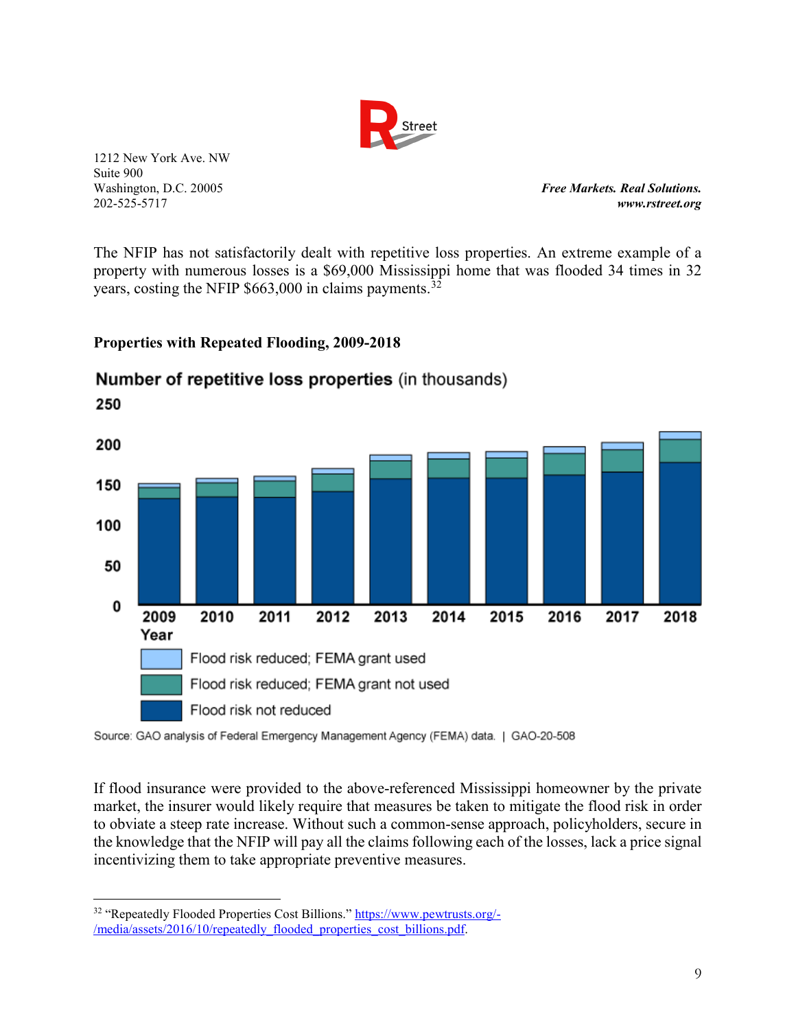The NFIP has not satisfactorily dealt with repetitive loss properties. An extreme example of a property with numerous losses is a $69,000 Mississippi home that was flooded 34 times in 32 years, costing the NFIP $663,000 in claims payments.[32]

**Properties with Repeated Flooding, 2009-2018**

**Number of repetitive loss properties** (in thousands)

Legend: Flood risk reduced; FEMA grant used — Flood risk reduced; FEMA grant not used — Flood risk not reduced

Source: GAO analysis of Federal Emergency Management Agency (FEMA) data. | GAO-20-508

If flood insurance were provided to the above-referenced Mississippi homeowner by the private market, the insurer would likely require that measures be taken to mitigate the flood risk in order to obviate a steep rate increase. Without such a common-sense approach, policyholders, secure in the knowledge that the NFIP will pay all the claims following each of the losses, lack a price signal incentivizing them to take appropriate preventive measures.

---

[32] "Repeatedly Flooded Properties Cost Billions." https://www.pewtrusts.org/-/media/assets/2016/10/repeatedly_flooded_properties_cost_billions.pdf.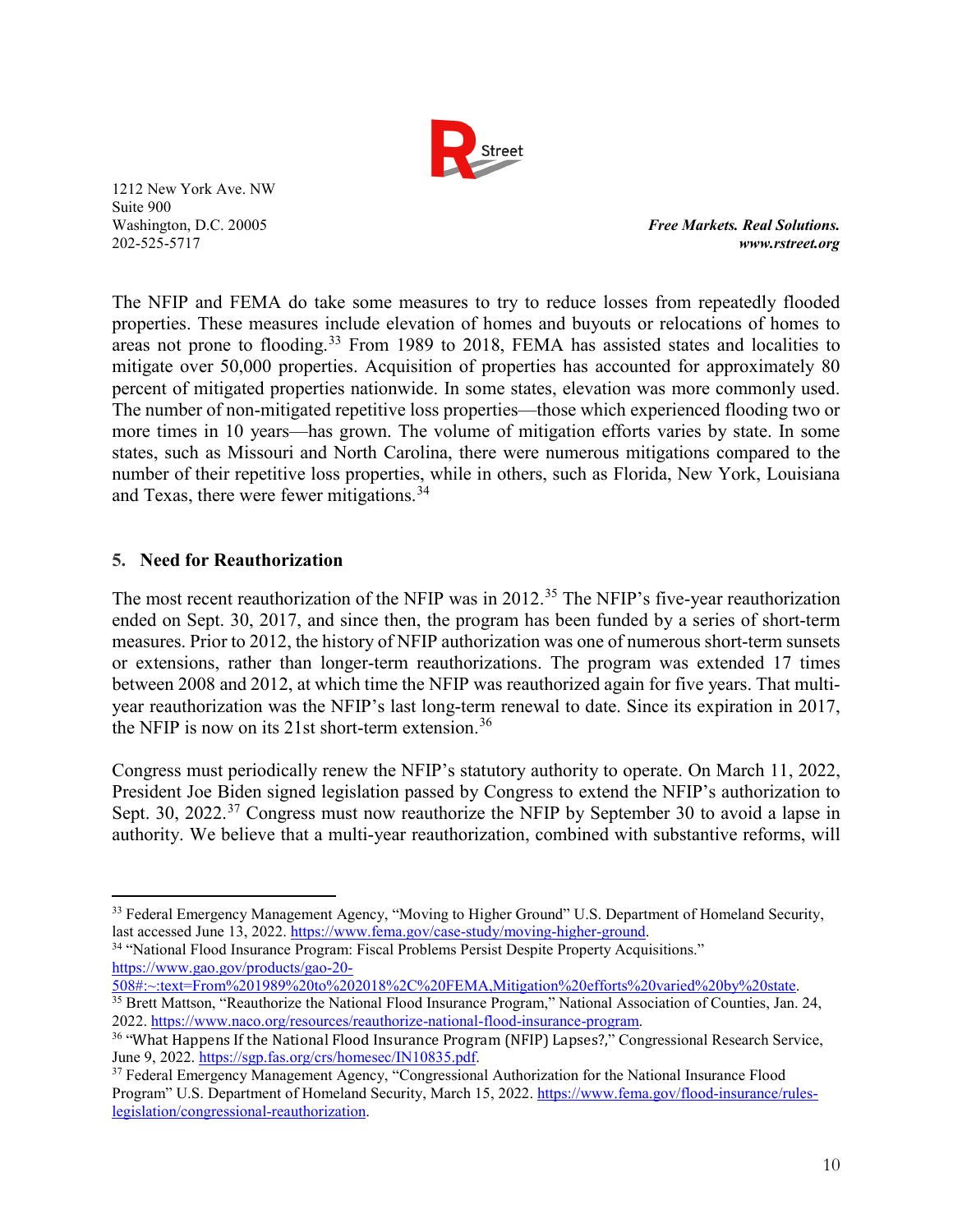The NFIP and FEMA do take some measures to try to reduce losses from repeatedly flooded properties. These measures include elevation of homes and buyouts or relocations of homes to areas not prone to flooding.[33] From 1989 to 2018, FEMA has assisted states and localities to mitigate over 50,000 properties. Acquisition of properties has accounted for approximately 80 percent of mitigated properties nationwide. In some states, elevation was more commonly used. The number of non-mitigated repetitive loss properties—those which experienced flooding two or more times in 10 years—has grown. The volume of mitigation efforts varies by state. In some states, such as Missouri and North Carolina, there were numerous mitigations compared to the number of their repetitive loss properties, while in others, such as Florida, New York, Louisiana and Texas, there were fewer mitigations.[34]

## 5. Need for Reauthorization

The most recent reauthorization of the NFIP was in 2012.[35] The NFIP's five-year reauthorization ended on Sept. 30, 2017, and since then, the program has been funded by a series of short-term measures. Prior to 2012, the history of NFIP authorization was one of numerous short-term sunsets or extensions, rather than longer-term reauthorizations. The program was extended 17 times between 2008 and 2012, at which time the NFIP was reauthorized again for five years. That multi-year reauthorization was the NFIP's last long-term renewal to date. Since its expiration in 2017, the NFIP is now on its 21st short-term extension.[36]

Congress must periodically renew the NFIP's statutory authority to operate. On March 11, 2022, President Joe Biden signed legislation passed by Congress to extend the NFIP's authorization to Sept. 30, 2022.[37] Congress must now reauthorize the NFIP by September 30 to avoid a lapse in authority. We believe that a multi-year reauthorization, combined with substantive reforms, will

---

[33] Federal Emergency Management Agency, "Moving to Higher Ground" U.S. Department of Homeland Security, last accessed June 13, 2022. https://www.fema.gov/case-study/moving-higher-ground.

[34] "National Flood Insurance Program: Fiscal Problems Persist Despite Property Acquisitions." https://www.gao.gov/products/gao-20-508#:~:text=From%201989%20to%202018%2C%20FEMA,Mitigation%20efforts%20varied%20by%20state.

[35] Brett Mattson, "Reauthorize the National Flood Insurance Program," National Association of Counties, Jan. 24, 2022. https://www.naco.org/resources/reauthorize-national-flood-insurance-program.

[36] "What Happens If the National Flood Insurance Program (NFIP) Lapses?," Congressional Research Service, June 9, 2022. https://sgp.fas.org/crs/homesec/IN10835.pdf.

[37] Federal Emergency Management Agency, "Congressional Authorization for the National Insurance Flood Program" U.S. Department of Homeland Security, March 15, 2022. https://www.fema.gov/flood-insurance/rules-legislation/congressional-reauthorization.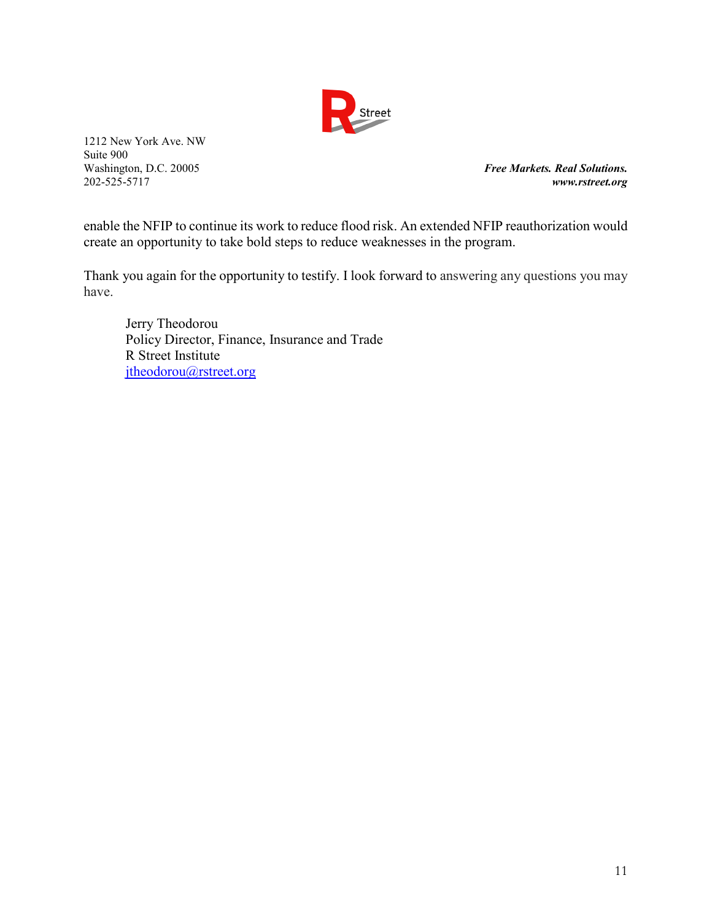1212 New York Ave. NW
Suite 900
Washington, D.C. 20005
202-525-5717

***Free Markets. Real Solutions.***
***www.rstreet.org***

enable the NFIP to continue its work to reduce flood risk. An extended NFIP reauthorization would create an opportunity to take bold steps to reduce weaknesses in the program.

Thank you again for the opportunity to testify. I look forward to answering any questions you may have.

Jerry Theodorou
Policy Director, Finance, Insurance and Trade
R Street Institute
jtheodorou@rstreet.org